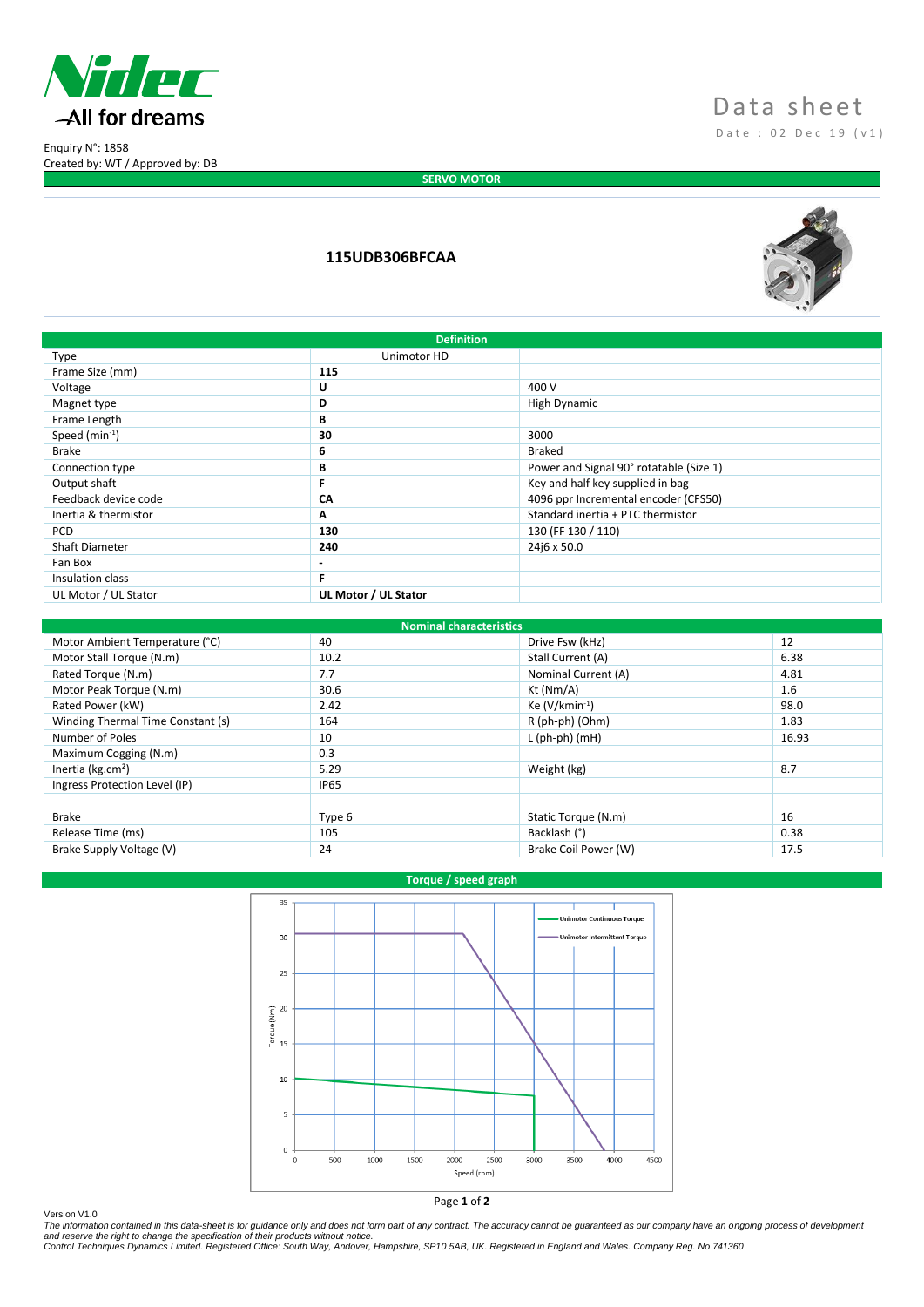Enquiry N°: 1858
Created by: WT / Approved by: DB

# Data sheet

Date : 02 Dec 19 (v1)

## SERVO MOTOR

### 115UDB306BFCAA

| Definition | | |
|---|---|---|
| Type | Unimotor HD | |
| Frame Size (mm) | **115** | |
| Voltage | **U** | 400 V |
| Magnet type | **D** | High Dynamic |
| Frame Length | **B** | |
| Speed ($min^{-1}$) | **30** | 3000 |
| Brake | **6** | Braked |
| Connection type | **B** | Power and Signal 90° rotatable (Size 1) |
| Output shaft | **F** | Key and half key supplied in bag |
| Feedback device code | **CA** | 4096 ppr Incremental encoder (CFS50) |
| Inertia & thermistor | **A** | Standard inertia + PTC thermistor |
| PCD | **130** | 130 (FF 130 / 110) |
| Shaft Diameter | **240** | 24j6 x 50.0 |
| Fan Box | **-** | |
| Insulation class | **F** | |
| UL Motor / UL Stator | **UL Motor / UL Stator** | |

| Nominal characteristics | | | |
|---|---|---|---|
| Motor Ambient Temperature (°C) | 40 | Drive Fsw (kHz) | 12 |
| Motor Stall Torque (N.m) | 10.2 | Stall Current (A) | 6.38 |
| Rated Torque (N.m) | 7.7 | Nominal Current (A) | 4.81 |
| Motor Peak Torque (N.m) | 30.6 | Kt (Nm/A) | 1.6 |
| Rated Power (kW) | 2.42 | Ke ($V/kmin^{-1}$) | 98.0 |
| Winding Thermal Time Constant (s) | 164 | R (ph-ph) (Ohm) | 1.83 |
| Number of Poles | 10 | L (ph-ph) (mH) | 16.93 |
| Maximum Cogging (N.m) | 0.3 | | |
| Inertia ($kg.cm^2$) | 5.29 | Weight (kg) | 8.7 |
| Ingress Protection Level (IP) | IP65 | | |
| | | | |
| Brake | Type 6 | Static Torque (N.m) | 16 |
| Release Time (ms) | 105 | Backlash (°) | 0.38 |
| Brake Supply Voltage (V) | 24 | Brake Coil Power (W) | 17.5 |

## Torque / speed graph

Version V1.0

*The information contained in this data-sheet is for guidance only and does not form part of any contract. The accuracy cannot be guaranteed as our company have an ongoing process of development and reserve the right to change the specification of their products without notice.*
*Control Techniques Dynamics Limited. Registered Office: South Way, Andover, Hampshire, SP10 5AB, UK. Registered in England and Wales. Company Reg. No 741360*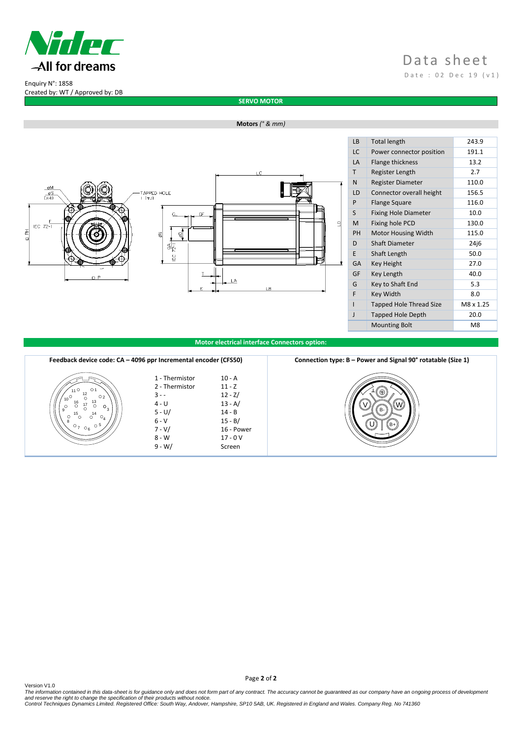Nidec
All for dreams

# Data sheet

Date : 02 Dec 19 (v1)

Enquiry N°: 1858
Created by: WT / Approved by: DB

## SERVO MOTOR

### Motors *(° & mm)*

| | | |
|---|---|---|
| LB | Total length | 243.9 |
| LC | Power connector position | 191.1 |
| LA | Flange thickness | 13.2 |
| T | Register Length | 2.7 |
| N | Register Diameter | 110.0 |
| LD | Connector overall height | 156.5 |
| P | Flange Square | 116.0 |
| S | Fixing Hole Diameter | 10.0 |
| M | Fixing hole PCD | 130.0 |
| PH | Motor Housing Width | 115.0 |
| D | Shaft Diameter | 24j6 |
| E | Shaft Length | 50.0 |
| GA | Key Height | 27.0 |
| GF | Key Length | 40.0 |
| G | Key to Shaft End | 5.3 |
| F | Key Width | 8.0 |
| I | Tapped Hole Thread Size | M8 x 1.25 |
| J | Tapped Hole Depth | 20.0 |
| | Mounting Bolt | M8 |

## Motor electrical interface Connectors option:

**Feedback device code: CA – 4096 ppr Incremental encoder (CFS50)**

| | |
|---|---|
| 1 - Thermistor | 10 - A |
| 2 - Thermistor | 11 - Z |
| 3 - - | 12 - Z/ |
| 4 - U | 13 - A/ |
| 5 - U/ | 14 - B |
| 6 - V | 15 - B/ |
| 7 - V/ | 16 - Power |
| 8 - W | 17 - 0 V |
| 9 - W/ | Screen |

**Connection type: B – Power and Signal 90° rotatable (Size 1)**

Version V1.0

*The information contained in this data-sheet is for guidance only and does not form part of any contract. The accuracy cannot be guaranteed as our company have an ongoing process of development and reserve the right to change the specification of their products without notice.*
*Control Techniques Dynamics Limited. Registered Office: South Way, Andover, Hampshire, SP10 5AB, UK. Registered in England and Wales. Company Reg. No 741360*